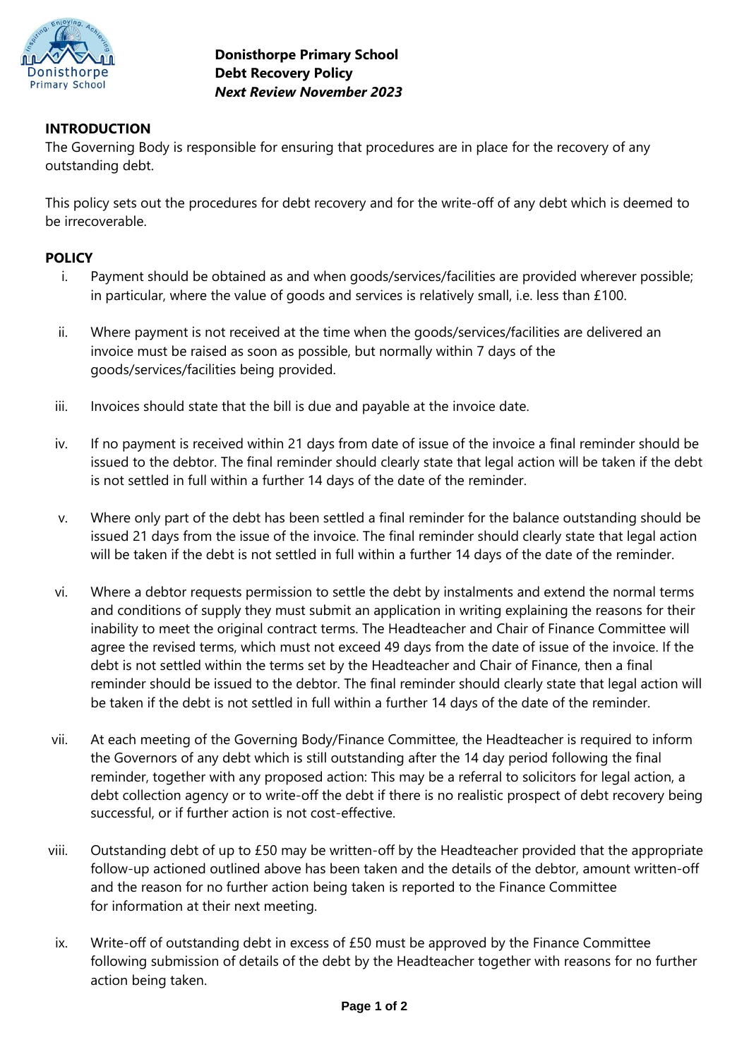**Donisthorpe Primary School**
**Debt Recovery Policy**
***Next Review November 2023***

## INTRODUCTION

The Governing Body is responsible for ensuring that procedures are in place for the recovery of any outstanding debt.

This policy sets out the procedures for debt recovery and for the write-off of any debt which is deemed to be irrecoverable.

## POLICY

i. Payment should be obtained as and when goods/services/facilities are provided wherever possible; in particular, where the value of goods and services is relatively small, i.e. less than £100.

ii. Where payment is not received at the time when the goods/services/facilities are delivered an invoice must be raised as soon as possible, but normally within 7 days of the goods/services/facilities being provided.

iii. Invoices should state that the bill is due and payable at the invoice date.

iv. If no payment is received within 21 days from date of issue of the invoice a final reminder should be issued to the debtor. The final reminder should clearly state that legal action will be taken if the debt is not settled in full within a further 14 days of the date of the reminder.

v. Where only part of the debt has been settled a final reminder for the balance outstanding should be issued 21 days from the issue of the invoice. The final reminder should clearly state that legal action will be taken if the debt is not settled in full within a further 14 days of the date of the reminder.

vi. Where a debtor requests permission to settle the debt by instalments and extend the normal terms and conditions of supply they must submit an application in writing explaining the reasons for their inability to meet the original contract terms. The Headteacher and Chair of Finance Committee will agree the revised terms, which must not exceed 49 days from the date of issue of the invoice. If the debt is not settled within the terms set by the Headteacher and Chair of Finance, then a final reminder should be issued to the debtor. The final reminder should clearly state that legal action will be taken if the debt is not settled in full within a further 14 days of the date of the reminder.

vii. At each meeting of the Governing Body/Finance Committee, the Headteacher is required to inform the Governors of any debt which is still outstanding after the 14 day period following the final reminder, together with any proposed action: This may be a referral to solicitors for legal action, a debt collection agency or to write-off the debt if there is no realistic prospect of debt recovery being successful, or if further action is not cost-effective.

viii. Outstanding debt of up to £50 may be written-off by the Headteacher provided that the appropriate follow-up actioned outlined above has been taken and the details of the debtor, amount written-off and the reason for no further action being taken is reported to the Finance Committee for information at their next meeting.

ix. Write-off of outstanding debt in excess of £50 must be approved by the Finance Committee following submission of details of the debt by the Headteacher together with reasons for no further action being taken.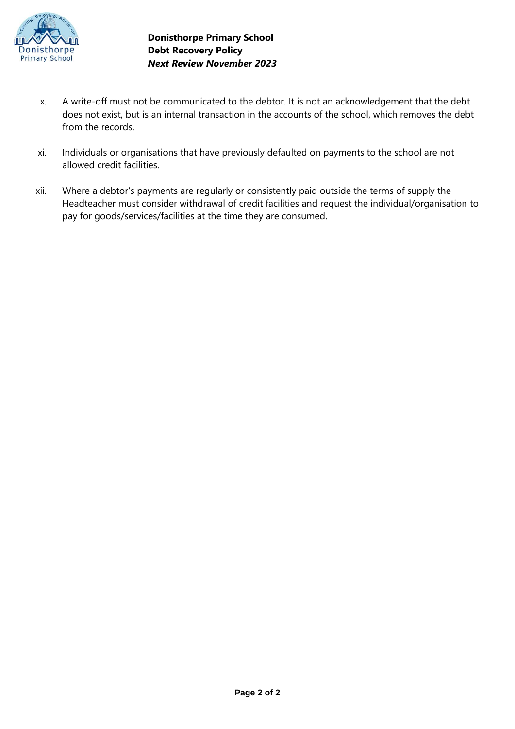x. A write-off must not be communicated to the debtor. It is not an acknowledgement that the debt does not exist, but is an internal transaction in the accounts of the school, which removes the debt from the records.

xi. Individuals or organisations that have previously defaulted on payments to the school are not allowed credit facilities.

xii. Where a debtor's payments are regularly or consistently paid outside the terms of supply the Headteacher must consider withdrawal of credit facilities and request the individual/organisation to pay for goods/services/facilities at the time they are consumed.